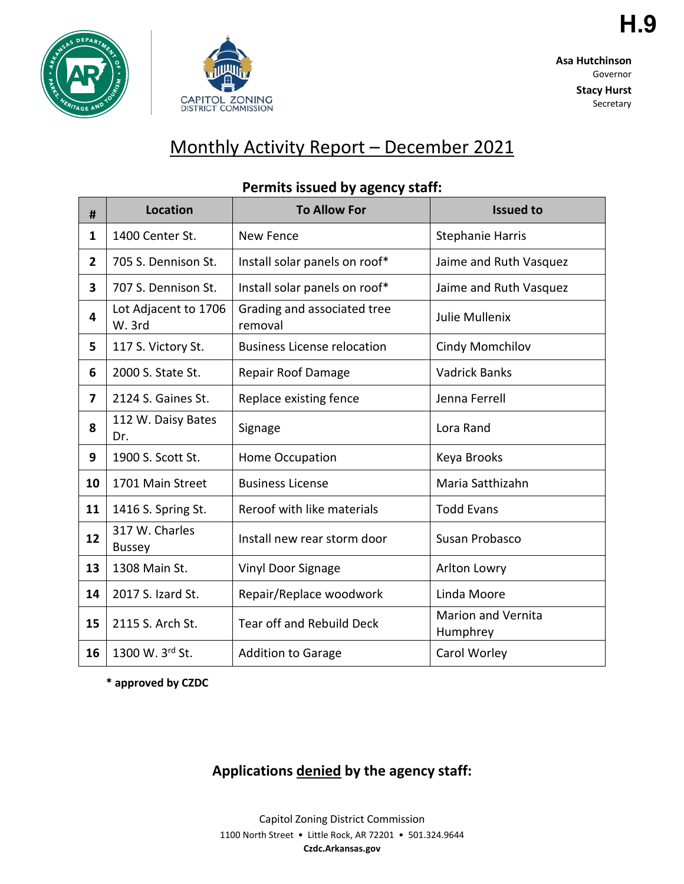H.9

**Asa Hutchinson**
Governor

**Stacy Hurst**
Secretary

# Monthly Activity Report – December 2021

## Permits issued by agency staff:

| # | Location | To Allow For | Issued to |
|---|---|---|---|
| **1** | 1400 Center St. | New Fence | Stephanie Harris |
| **2** | 705 S. Dennison St. | Install solar panels on roof* | Jaime and Ruth Vasquez |
| **3** | 707 S. Dennison St. | Install solar panels on roof* | Jaime and Ruth Vasquez |
| **4** | Lot Adjacent to 1706 W. 3rd | Grading and associated tree removal | Julie Mullenix |
| **5** | 117 S. Victory St. | Business License relocation | Cindy Momchilov |
| **6** | 2000 S. State St. | Repair Roof Damage | Vadrick Banks |
| **7** | 2124 S. Gaines St. | Replace existing fence | Jenna Ferrell |
| **8** | 112 W. Daisy Bates Dr. | Signage | Lora Rand |
| **9** | 1900 S. Scott St. | Home Occupation | Keya Brooks |
| **10** | 1701 Main Street | Business License | Maria Satthizahn |
| **11** | 1416 S. Spring St. | Reroof with like materials | Todd Evans |
| **12** | 317 W. Charles Bussey | Install new rear storm door | Susan Probasco |
| **13** | 1308 Main St. | Vinyl Door Signage | Arlton Lowry |
| **14** | 2017 S. Izard St. | Repair/Replace woodwork | Linda Moore |
| **15** | 2115 S. Arch St. | Tear off and Rebuild Deck | Marion and Vernita Humphrey |
| **16** | 1300 W. 3rd St. | Addition to Garage | Carol Worley |

**\* approved by CZDC**

## Applications denied by the agency staff:

Capitol Zoning District Commission
1100 North Street • Little Rock, AR 72201 • 501.324.9644
**Czdc.Arkansas.gov**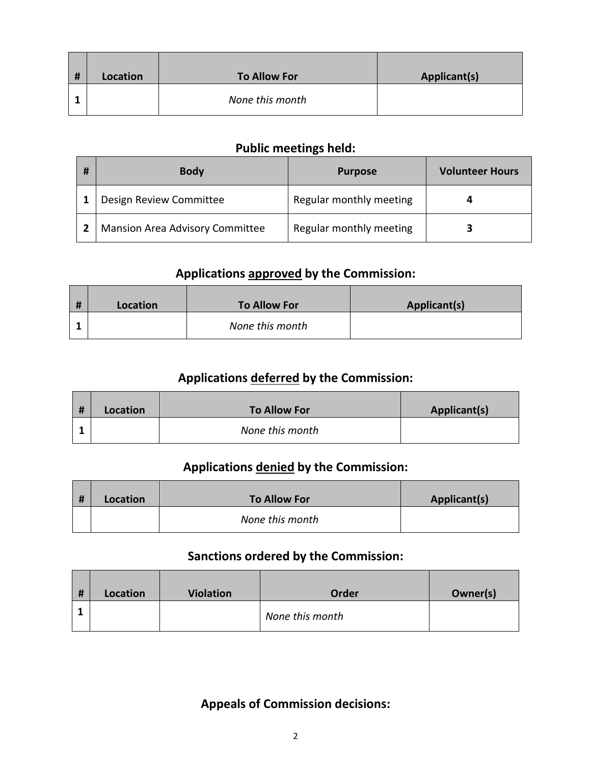| # | Location | To Allow For | Applicant(s) |
|---|---|---|---|
| 1 | | *None this month* | |

## Public meetings held:

| # | Body | Purpose | Volunteer Hours |
|---|---|---|---|
| 1 | Design Review Committee | Regular monthly meeting | 4 |
| 2 | Mansion Area Advisory Committee | Regular monthly meeting | 3 |

## Applications approved by the Commission:

| # | Location | To Allow For | Applicant(s) |
|---|---|---|---|
| 1 | | *None this month* | |

## Applications deferred by the Commission:

| # | Location | To Allow For | Applicant(s) |
|---|---|---|---|
| 1 | | *None this month* | |

## Applications denied by the Commission:

| # | Location | To Allow For | Applicant(s) |
|---|---|---|---|
| | | *None this month* | |

## Sanctions ordered by the Commission:

| # | Location | Violation | Order | Owner(s) |
|---|---|---|---|---|
| 1 | | | *None this month* | |

## Appeals of Commission decisions: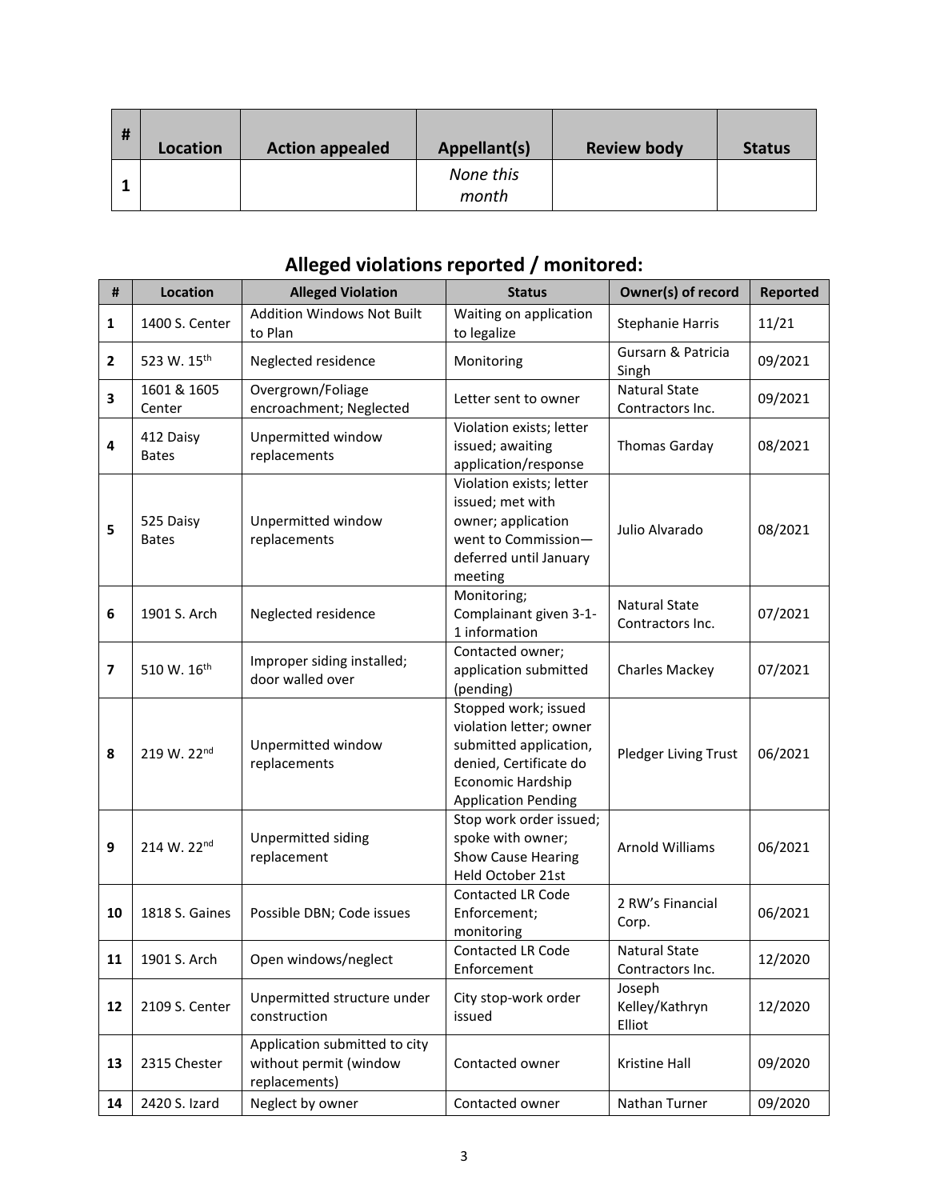| # | Location | Action appealed | Appellant(s) | Review body | Status |
|---|---|---|---|---|---|
| 1 | | | *None this month* | | |

## Alleged violations reported / monitored:

| # | Location | Alleged Violation | Status | Owner(s) of record | Reported |
|---|---|---|---|---|---|
| 1 | 1400 S. Center | Addition Windows Not Built to Plan | Waiting on application to legalize | Stephanie Harris | 11/21 |
| 2 | 523 W. 15th | Neglected residence | Monitoring | Gursarn & Patricia Singh | 09/2021 |
| 3 | 1601 & 1605 Center | Overgrown/Foliage encroachment; Neglected | Letter sent to owner | Natural State Contractors Inc. | 09/2021 |
| 4 | 412 Daisy Bates | Unpermitted window replacements | Violation exists; letter issued; awaiting application/response | Thomas Garday | 08/2021 |
| 5 | 525 Daisy Bates | Unpermitted window replacements | Violation exists; letter issued; met with owner; application went to Commission—deferred until January meeting | Julio Alvarado | 08/2021 |
| 6 | 1901 S. Arch | Neglected residence | Monitoring; Complainant given 3-1-1 information | Natural State Contractors Inc. | 07/2021 |
| 7 | 510 W. 16th | Improper siding installed; door walled over | Contacted owner; application submitted (pending) | Charles Mackey | 07/2021 |
| 8 | 219 W. 22nd | Unpermitted window replacements | Stopped work; issued violation letter; owner submitted application, denied, Certificate do Economic Hardship Application Pending | Pledger Living Trust | 06/2021 |
| 9 | 214 W. 22nd | Unpermitted siding replacement | Stop work order issued; spoke with owner; Show Cause Hearing Held October 21st | Arnold Williams | 06/2021 |
| 10 | 1818 S. Gaines | Possible DBN; Code issues | Contacted LR Code Enforcement; monitoring | 2 RW's Financial Corp. | 06/2021 |
| 11 | 1901 S. Arch | Open windows/neglect | Contacted LR Code Enforcement | Natural State Contractors Inc. | 12/2020 |
| 12 | 2109 S. Center | Unpermitted structure under construction | City stop-work order issued | Joseph Kelley/Kathryn Elliot | 12/2020 |
| 13 | 2315 Chester | Application submitted to city without permit (window replacements) | Contacted owner | Kristine Hall | 09/2020 |
| 14 | 2420 S. Izard | Neglect by owner | Contacted owner | Nathan Turner | 09/2020 |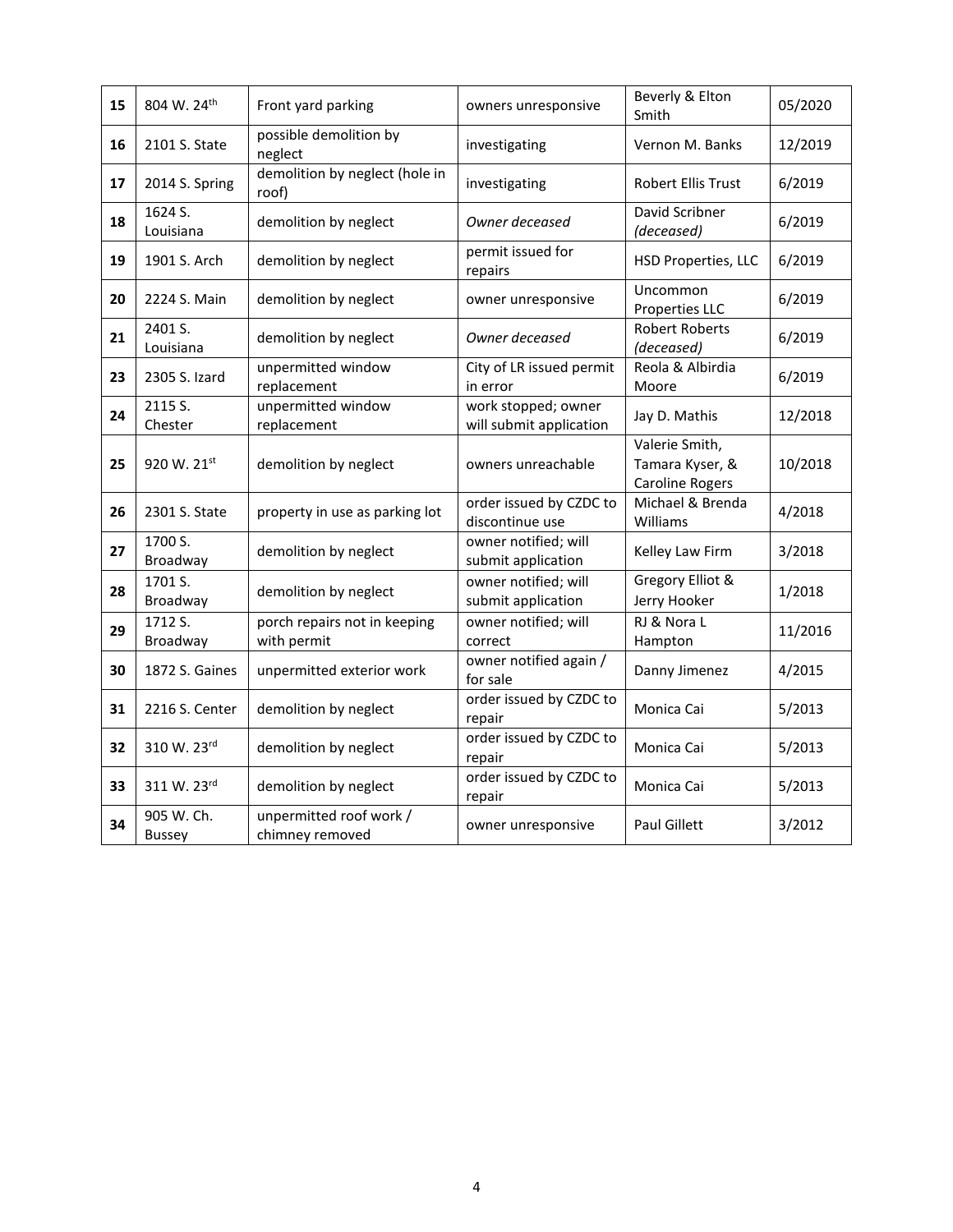| | | | | | |
|---|---|---|---|---|---|
| **15** | 804 W. 24th | Front yard parking | owners unresponsive | Beverly & Elton Smith | 05/2020 |
| **16** | 2101 S. State | possible demolition by neglect | investigating | Vernon M. Banks | 12/2019 |
| **17** | 2014 S. Spring | demolition by neglect (hole in roof) | investigating | Robert Ellis Trust | 6/2019 |
| **18** | 1624 S. Louisiana | demolition by neglect | *Owner deceased* | David Scribner *(deceased)* | 6/2019 |
| **19** | 1901 S. Arch | demolition by neglect | permit issued for repairs | HSD Properties, LLC | 6/2019 |
| **20** | 2224 S. Main | demolition by neglect | owner unresponsive | Uncommon Properties LLC | 6/2019 |
| **21** | 2401 S. Louisiana | demolition by neglect | *Owner deceased* | Robert Roberts *(deceased)* | 6/2019 |
| **23** | 2305 S. Izard | unpermitted window replacement | City of LR issued permit in error | Reola & Albirdia Moore | 6/2019 |
| **24** | 2115 S. Chester | unpermitted window replacement | work stopped; owner will submit application | Jay D. Mathis | 12/2018 |
| **25** | 920 W. 21st | demolition by neglect | owners unreachable | Valerie Smith, Tamara Kyser, & Caroline Rogers | 10/2018 |
| **26** | 2301 S. State | property in use as parking lot | order issued by CZDC to discontinue use | Michael & Brenda Williams | 4/2018 |
| **27** | 1700 S. Broadway | demolition by neglect | owner notified; will submit application | Kelley Law Firm | 3/2018 |
| **28** | 1701 S. Broadway | demolition by neglect | owner notified; will submit application | Gregory Elliot & Jerry Hooker | 1/2018 |
| **29** | 1712 S. Broadway | porch repairs not in keeping with permit | owner notified; will correct | RJ & Nora L Hampton | 11/2016 |
| **30** | 1872 S. Gaines | unpermitted exterior work | owner notified again / for sale | Danny Jimenez | 4/2015 |
| **31** | 2216 S. Center | demolition by neglect | order issued by CZDC to repair | Monica Cai | 5/2013 |
| **32** | 310 W. 23rd | demolition by neglect | order issued by CZDC to repair | Monica Cai | 5/2013 |
| **33** | 311 W. 23rd | demolition by neglect | order issued by CZDC to repair | Monica Cai | 5/2013 |
| **34** | 905 W. Ch. Bussey | unpermitted roof work / chimney removed | owner unresponsive | Paul Gillett | 3/2012 |